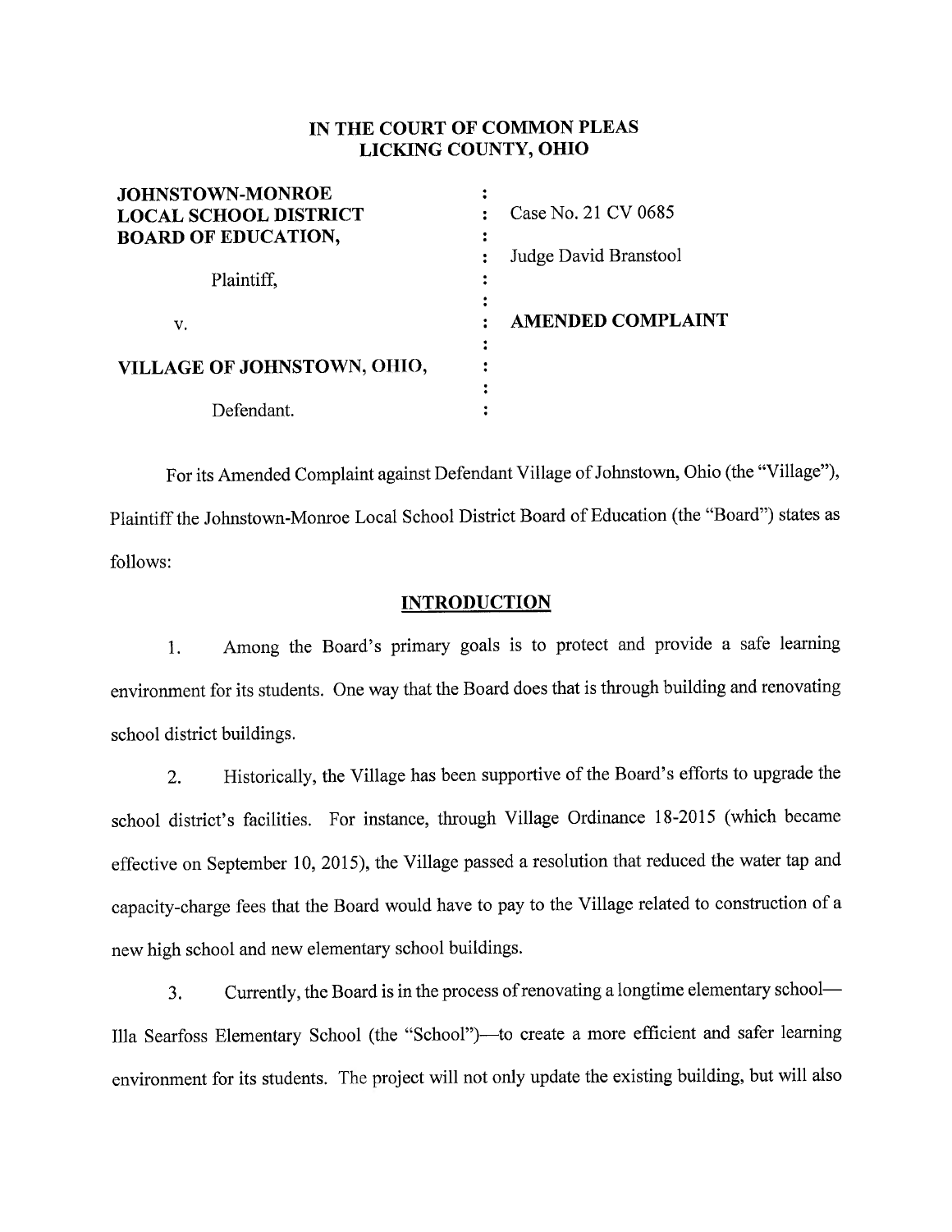# IN THE COURT OF COMMON PLEAS
# LICKING COUNTY, OHIO

| | | |
|---|---|---|
| **JOHNSTOWN-MONROE LOCAL SCHOOL DISTRICT BOARD OF EDUCATION,** | : | Case No. 21 CV 0685 |
| Plaintiff, | : | Judge David Branstool |
| v. | : | **AMENDED COMPLAINT** |
| **VILLAGE OF JOHNSTOWN, OHIO,** | : | |
| Defendant. | : | |

For its Amended Complaint against Defendant Village of Johnstown, Ohio (the "Village"), Plaintiff the Johnstown-Monroe Local School District Board of Education (the "Board") states as follows:

## INTRODUCTION

1. Among the Board's primary goals is to protect and provide a safe learning environment for its students. One way that the Board does that is through building and renovating school district buildings.

2. Historically, the Village has been supportive of the Board's efforts to upgrade the school district's facilities. For instance, through Village Ordinance 18-2015 (which became effective on September 10, 2015), the Village passed a resolution that reduced the water tap and capacity-charge fees that the Board would have to pay to the Village related to construction of a new high school and new elementary school buildings.

3. Currently, the Board is in the process of renovating a longtime elementary school—Illa Searfoss Elementary School (the "School")—to create a more efficient and safer learning environment for its students. The project will not only update the existing building, but will also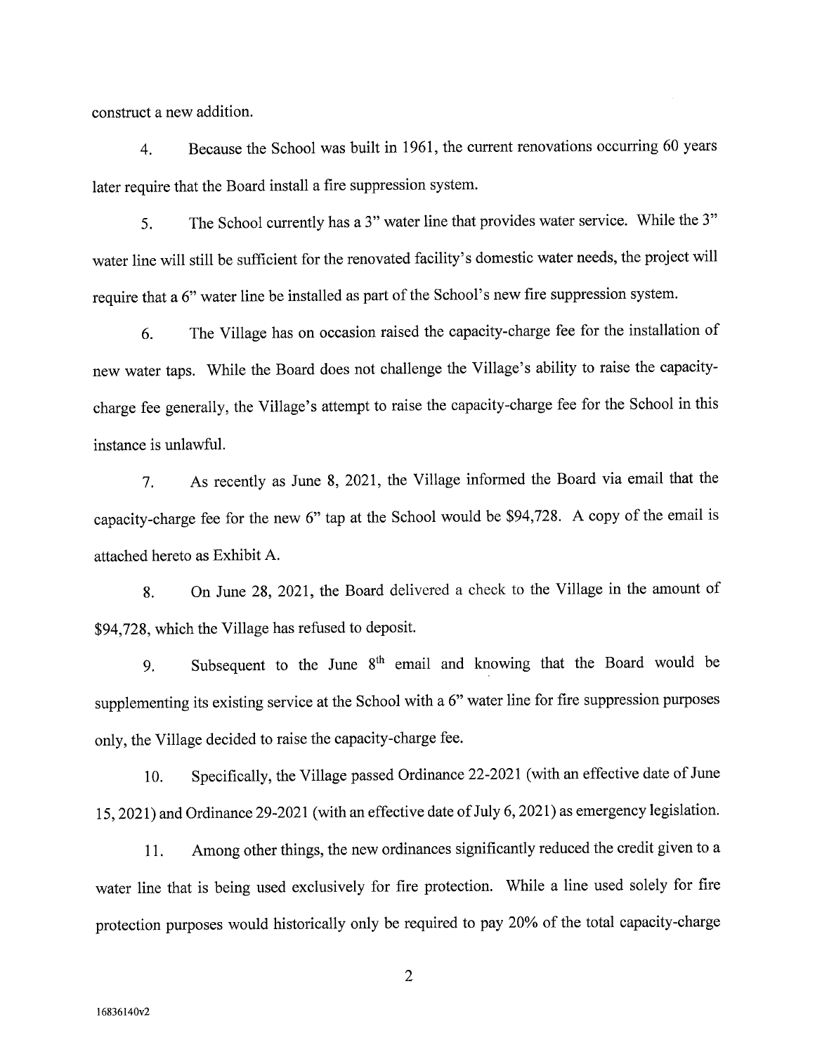construct a new addition.

4. Because the School was built in 1961, the current renovations occurring 60 years later require that the Board install a fire suppression system.

5. The School currently has a 3" water line that provides water service. While the 3" water line will still be sufficient for the renovated facility's domestic water needs, the project will require that a 6" water line be installed as part of the School's new fire suppression system.

6. The Village has on occasion raised the capacity-charge fee for the installation of new water taps. While the Board does not challenge the Village's ability to raise the capacity-charge fee generally, the Village's attempt to raise the capacity-charge fee for the School in this instance is unlawful.

7. As recently as June 8, 2021, the Village informed the Board via email that the capacity-charge fee for the new 6" tap at the School would be $94,728. A copy of the email is attached hereto as Exhibit A.

8. On June 28, 2021, the Board delivered a check to the Village in the amount of $94,728, which the Village has refused to deposit.

9. Subsequent to the June 8th email and knowing that the Board would be supplementing its existing service at the School with a 6" water line for fire suppression purposes only, the Village decided to raise the capacity-charge fee.

10. Specifically, the Village passed Ordinance 22-2021 (with an effective date of June 15, 2021) and Ordinance 29-2021 (with an effective date of July 6, 2021) as emergency legislation.

11. Among other things, the new ordinances significantly reduced the credit given to a water line that is being used exclusively for fire protection. While a line used solely for fire protection purposes would historically only be required to pay 20% of the total capacity-charge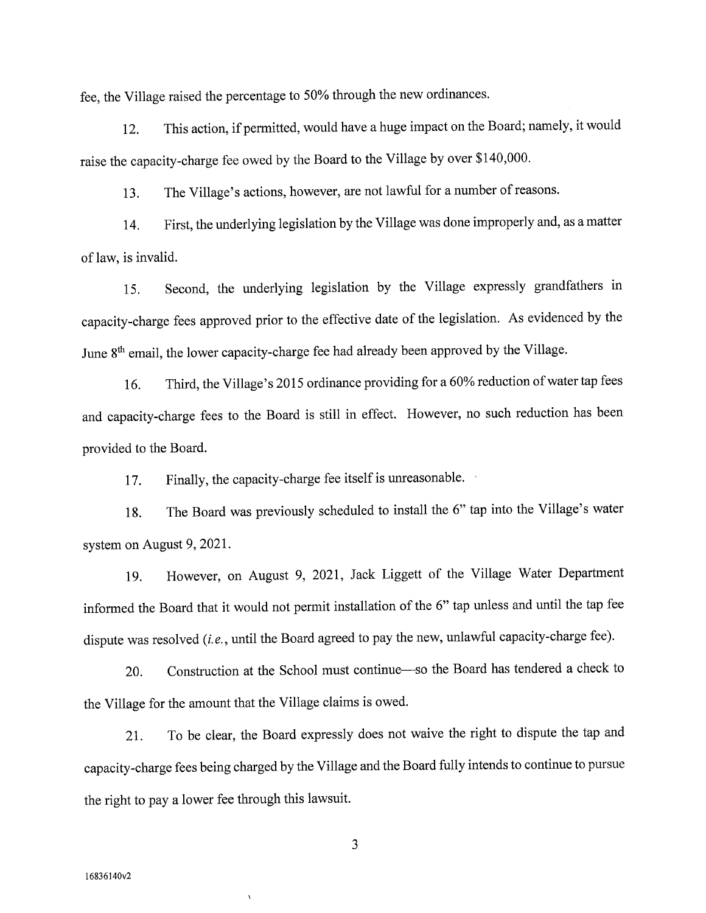fee, the Village raised the percentage to 50% through the new ordinances.

12. This action, if permitted, would have a huge impact on the Board; namely, it would raise the capacity-charge fee owed by the Board to the Village by over $140,000.

13. The Village's actions, however, are not lawful for a number of reasons.

14. First, the underlying legislation by the Village was done improperly and, as a matter of law, is invalid.

15. Second, the underlying legislation by the Village expressly grandfathers in capacity-charge fees approved prior to the effective date of the legislation. As evidenced by the June 8th email, the lower capacity-charge fee had already been approved by the Village.

16. Third, the Village's 2015 ordinance providing for a 60% reduction of water tap fees and capacity-charge fees to the Board is still in effect. However, no such reduction has been provided to the Board.

17. Finally, the capacity-charge fee itself is unreasonable.

18. The Board was previously scheduled to install the 6" tap into the Village's water system on August 9, 2021.

19. However, on August 9, 2021, Jack Liggett of the Village Water Department informed the Board that it would not permit installation of the 6" tap unless and until the tap fee dispute was resolved (*i.e.*, until the Board agreed to pay the new, unlawful capacity-charge fee).

20. Construction at the School must continue—so the Board has tendered a check to the Village for the amount that the Village claims is owed.

21. To be clear, the Board expressly does not waive the right to dispute the tap and capacity-charge fees being charged by the Village and the Board fully intends to continue to pursue the right to pay a lower fee through this lawsuit.

16836140v2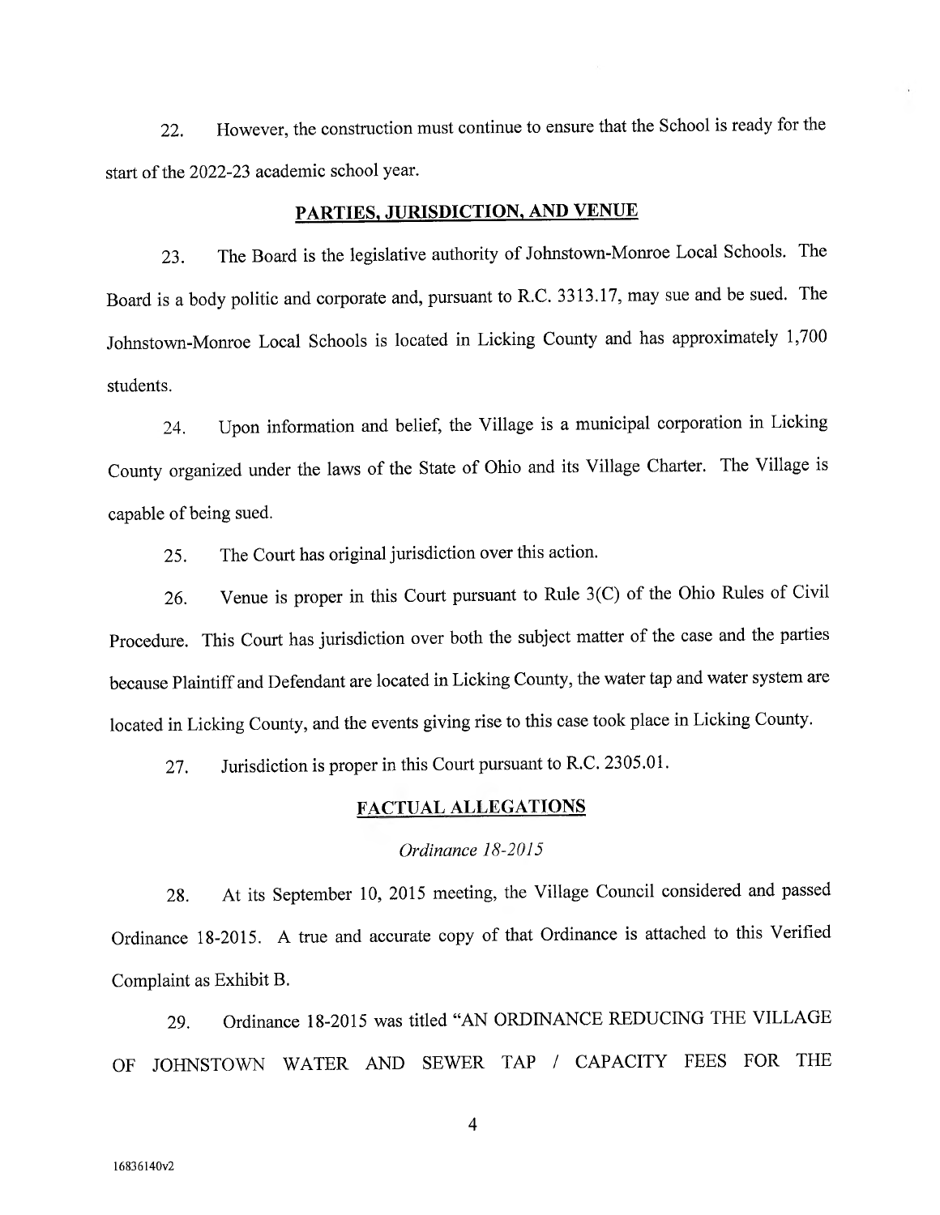22. However, the construction must continue to ensure that the School is ready for the start of the 2022-23 academic school year.

## PARTIES, JURISDICTION, AND VENUE

23. The Board is the legislative authority of Johnstown-Monroe Local Schools. The Board is a body politic and corporate and, pursuant to R.C. 3313.17, may sue and be sued. The Johnstown-Monroe Local Schools is located in Licking County and has approximately 1,700 students.

24. Upon information and belief, the Village is a municipal corporation in Licking County organized under the laws of the State of Ohio and its Village Charter. The Village is capable of being sued.

25. The Court has original jurisdiction over this action.

26. Venue is proper in this Court pursuant to Rule 3(C) of the Ohio Rules of Civil Procedure. This Court has jurisdiction over both the subject matter of the case and the parties because Plaintiff and Defendant are located in Licking County, the water tap and water system are located in Licking County, and the events giving rise to this case took place in Licking County.

27. Jurisdiction is proper in this Court pursuant to R.C. 2305.01.

## FACTUAL ALLEGATIONS

### *Ordinance 18-2015*

28. At its September 10, 2015 meeting, the Village Council considered and passed Ordinance 18-2015. A true and accurate copy of that Ordinance is attached to this Verified Complaint as Exhibit B.

29. Ordinance 18-2015 was titled "AN ORDINANCE REDUCING THE VILLAGE OF JOHNSTOWN WATER AND SEWER TAP / CAPACITY FEES FOR THE

16836140v2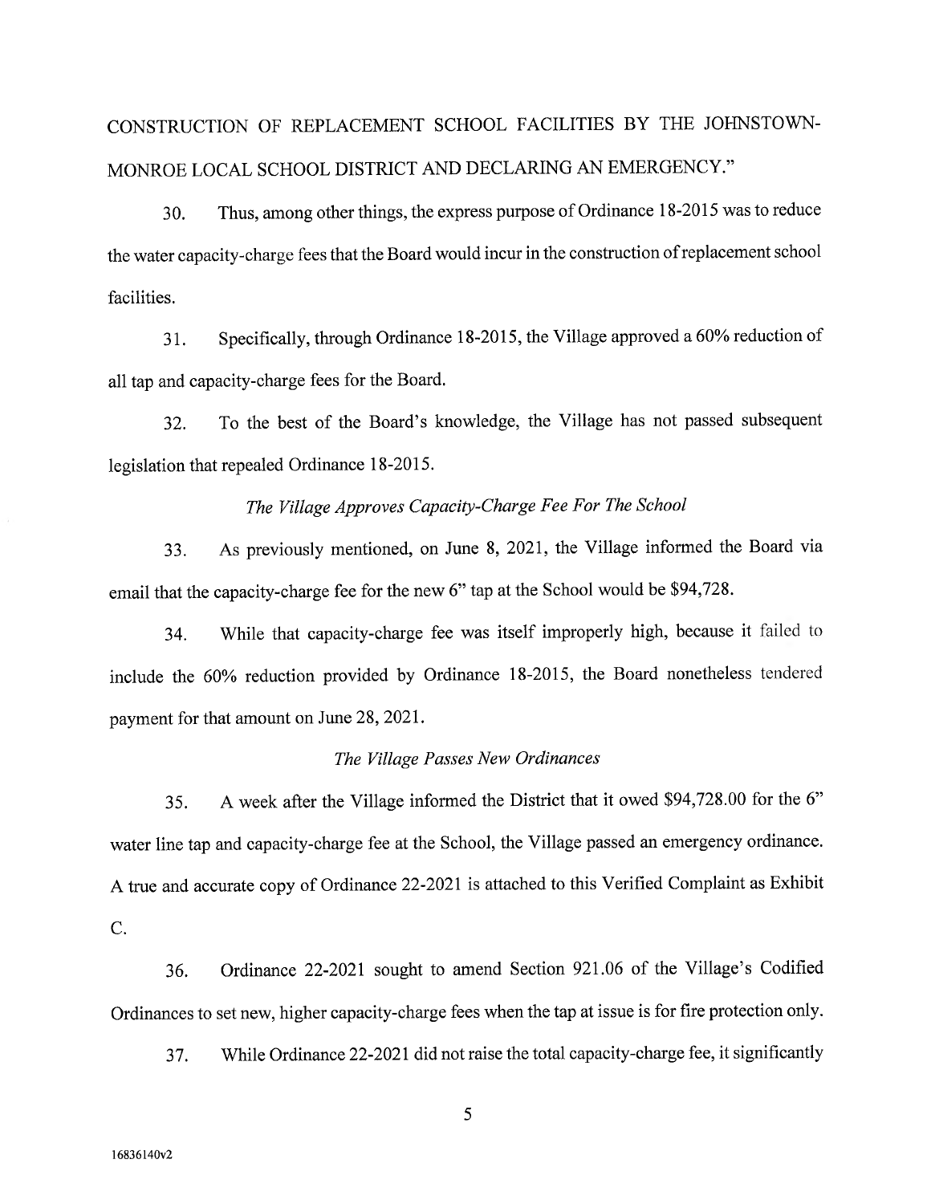CONSTRUCTION OF REPLACEMENT SCHOOL FACILITIES BY THE JOHNSTOWN-MONROE LOCAL SCHOOL DISTRICT AND DECLARING AN EMERGENCY."

30. Thus, among other things, the express purpose of Ordinance 18-2015 was to reduce the water capacity-charge fees that the Board would incur in the construction of replacement school facilities.

31. Specifically, through Ordinance 18-2015, the Village approved a 60% reduction of all tap and capacity-charge fees for the Board.

32. To the best of the Board's knowledge, the Village has not passed subsequent legislation that repealed Ordinance 18-2015.

*The Village Approves Capacity-Charge Fee For The School*

33. As previously mentioned, on June 8, 2021, the Village informed the Board via email that the capacity-charge fee for the new 6" tap at the School would be $94,728.

34. While that capacity-charge fee was itself improperly high, because it failed to include the 60% reduction provided by Ordinance 18-2015, the Board nonetheless tendered payment for that amount on June 28, 2021.

*The Village Passes New Ordinances*

35. A week after the Village informed the District that it owed $94,728.00 for the 6" water line tap and capacity-charge fee at the School, the Village passed an emergency ordinance. A true and accurate copy of Ordinance 22-2021 is attached to this Verified Complaint as Exhibit C.

36. Ordinance 22-2021 sought to amend Section 921.06 of the Village's Codified Ordinances to set new, higher capacity-charge fees when the tap at issue is for fire protection only.

37. While Ordinance 22-2021 did not raise the total capacity-charge fee, it significantly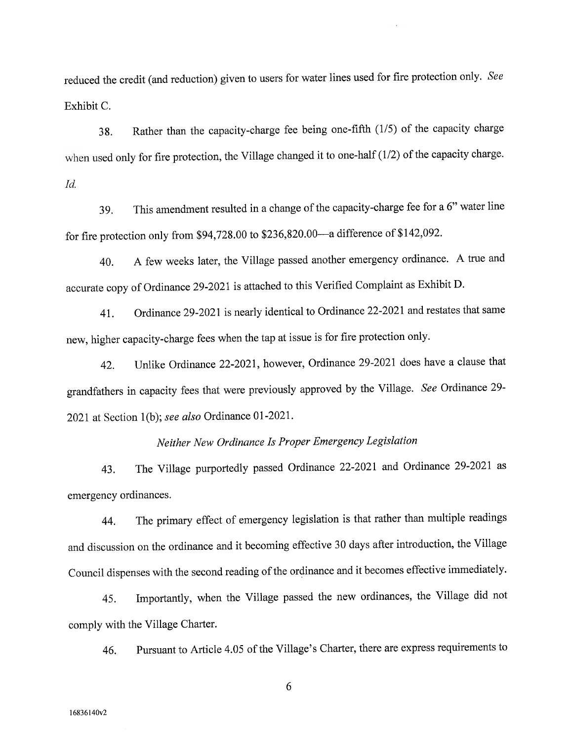reduced the credit (and reduction) given to users for water lines used for fire protection only. *See* Exhibit C.

38. Rather than the capacity-charge fee being one-fifth (1/5) of the capacity charge when used only for fire protection, the Village changed it to one-half (1/2) of the capacity charge. *Id.*

39. This amendment resulted in a change of the capacity-charge fee for a 6" water line for fire protection only from $94,728.00 to $236,820.00—a difference of $142,092.

40. A few weeks later, the Village passed another emergency ordinance. A true and accurate copy of Ordinance 29-2021 is attached to this Verified Complaint as Exhibit D.

41. Ordinance 29-2021 is nearly identical to Ordinance 22-2021 and restates that same new, higher capacity-charge fees when the tap at issue is for fire protection only.

42. Unlike Ordinance 22-2021, however, Ordinance 29-2021 does have a clause that grandfathers in capacity fees that were previously approved by the Village. *See* Ordinance 29-2021 at Section 1(b); *see also* Ordinance 01-2021.

*Neither New Ordinance Is Proper Emergency Legislation*

43. The Village purportedly passed Ordinance 22-2021 and Ordinance 29-2021 as emergency ordinances.

44. The primary effect of emergency legislation is that rather than multiple readings and discussion on the ordinance and it becoming effective 30 days after introduction, the Village Council dispenses with the second reading of the ordinance and it becomes effective immediately.

45. Importantly, when the Village passed the new ordinances, the Village did not comply with the Village Charter.

46. Pursuant to Article 4.05 of the Village's Charter, there are express requirements to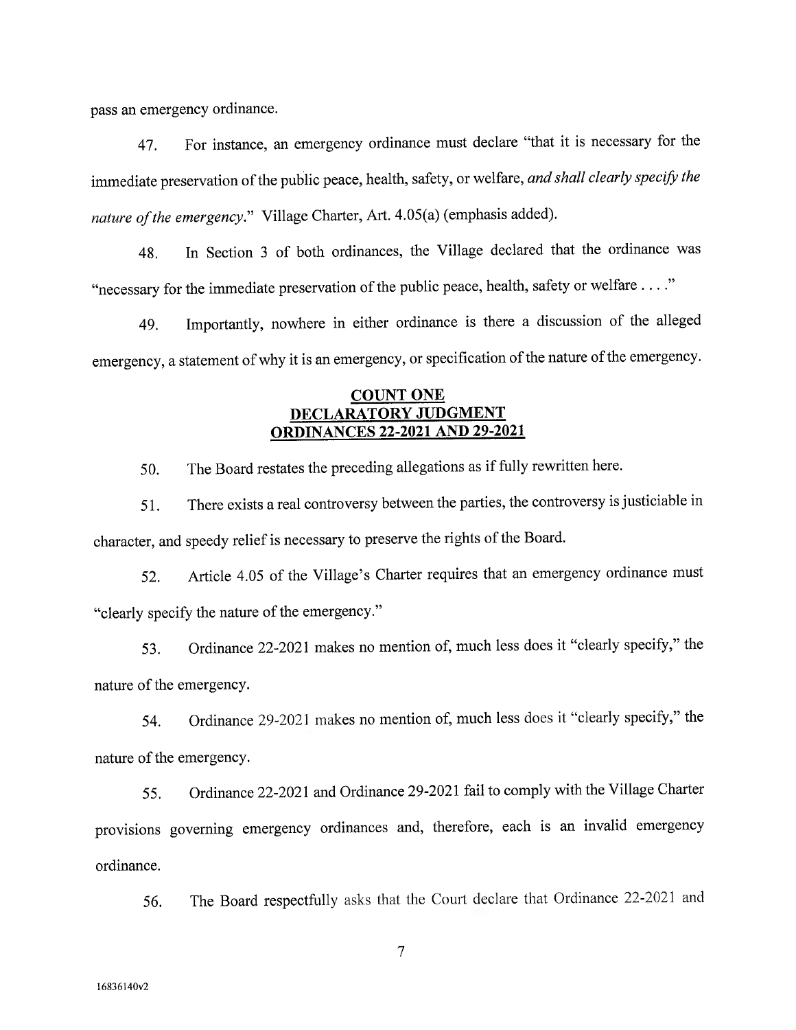pass an emergency ordinance.

47. For instance, an emergency ordinance must declare "that it is necessary for the immediate preservation of the public peace, health, safety, or welfare, *and shall clearly specify the nature of the emergency*." Village Charter, Art. 4.05(a) (emphasis added).

48. In Section 3 of both ordinances, the Village declared that the ordinance was "necessary for the immediate preservation of the public peace, health, safety or welfare . . . ."

49. Importantly, nowhere in either ordinance is there a discussion of the alleged emergency, a statement of why it is an emergency, or specification of the nature of the emergency.

## COUNT ONE
## DECLARATORY JUDGMENT
## ORDINANCES 22-2021 AND 29-2021

50. The Board restates the preceding allegations as if fully rewritten here.

51. There exists a real controversy between the parties, the controversy is justiciable in character, and speedy relief is necessary to preserve the rights of the Board.

52. Article 4.05 of the Village's Charter requires that an emergency ordinance must "clearly specify the nature of the emergency."

53. Ordinance 22-2021 makes no mention of, much less does it "clearly specify," the nature of the emergency.

54. Ordinance 29-2021 makes no mention of, much less does it "clearly specify," the nature of the emergency.

55. Ordinance 22-2021 and Ordinance 29-2021 fail to comply with the Village Charter provisions governing emergency ordinances and, therefore, each is an invalid emergency ordinance.

56. The Board respectfully asks that the Court declare that Ordinance 22-2021 and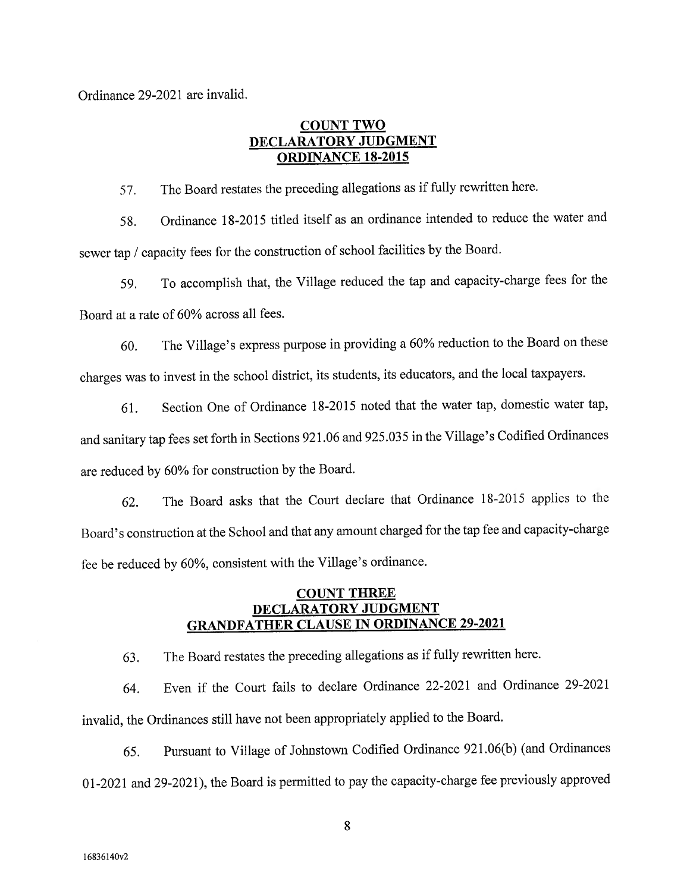Ordinance 29-2021 are invalid.

## COUNT TWO
## DECLARATORY JUDGMENT
## ORDINANCE 18-2015

57. The Board restates the preceding allegations as if fully rewritten here.

58. Ordinance 18-2015 titled itself as an ordinance intended to reduce the water and sewer tap / capacity fees for the construction of school facilities by the Board.

59. To accomplish that, the Village reduced the tap and capacity-charge fees for the Board at a rate of 60% across all fees.

60. The Village's express purpose in providing a 60% reduction to the Board on these charges was to invest in the school district, its students, its educators, and the local taxpayers.

61. Section One of Ordinance 18-2015 noted that the water tap, domestic water tap, and sanitary tap fees set forth in Sections 921.06 and 925.035 in the Village's Codified Ordinances are reduced by 60% for construction by the Board.

62. The Board asks that the Court declare that Ordinance 18-2015 applies to the Board's construction at the School and that any amount charged for the tap fee and capacity-charge fee be reduced by 60%, consistent with the Village's ordinance.

## COUNT THREE
## DECLARATORY JUDGMENT
## GRANDFATHER CLAUSE IN ORDINANCE 29-2021

63. The Board restates the preceding allegations as if fully rewritten here.

64. Even if the Court fails to declare Ordinance 22-2021 and Ordinance 29-2021 invalid, the Ordinances still have not been appropriately applied to the Board.

65. Pursuant to Village of Johnstown Codified Ordinance 921.06(b) (and Ordinances 01-2021 and 29-2021), the Board is permitted to pay the capacity-charge fee previously approved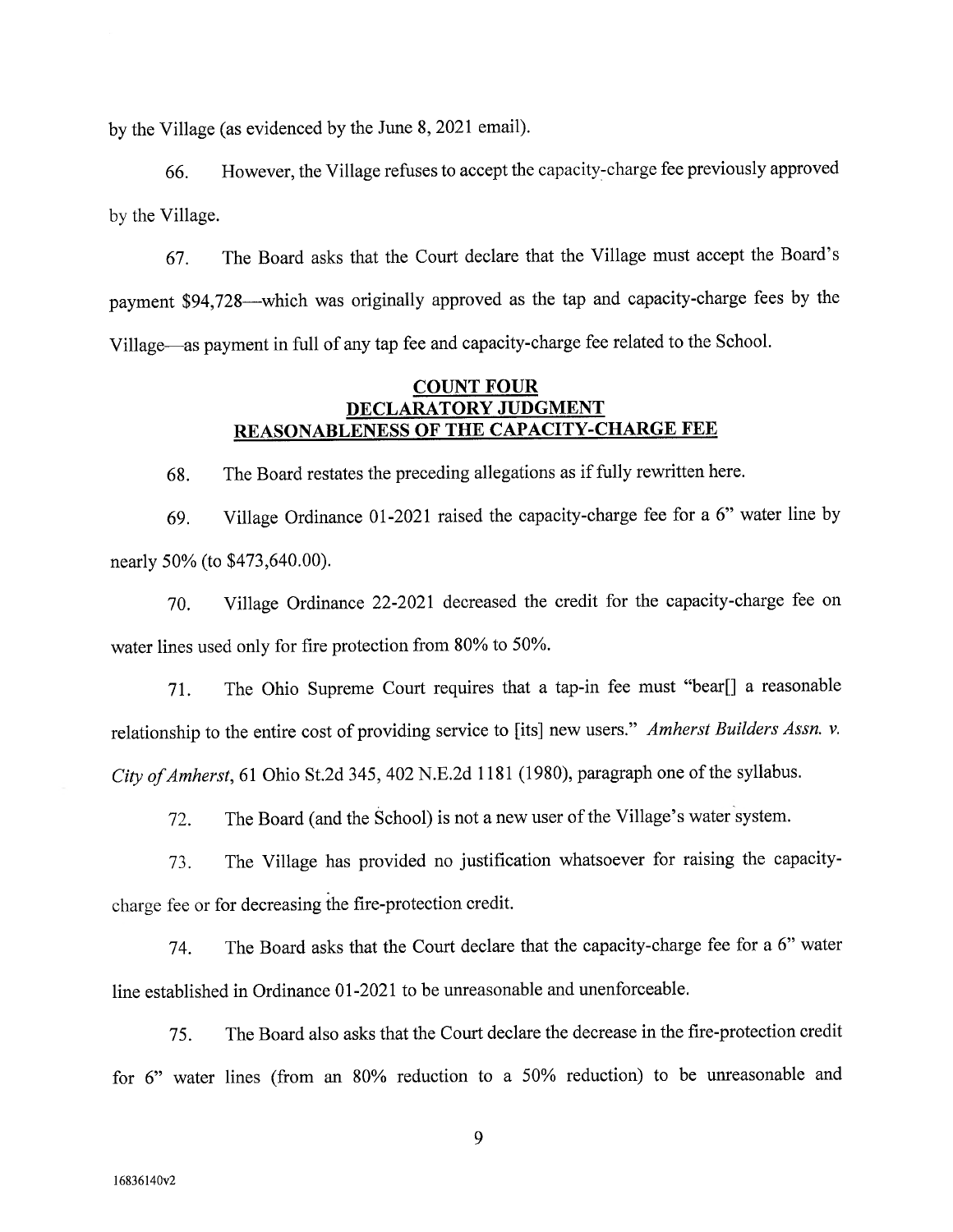by the Village (as evidenced by the June 8, 2021 email).

66. However, the Village refuses to accept the capacity-charge fee previously approved by the Village.

67. The Board asks that the Court declare that the Village must accept the Board's payment $94,728—which was originally approved as the tap and capacity-charge fees by the Village—as payment in full of any tap fee and capacity-charge fee related to the School.

## COUNT FOUR
## DECLARATORY JUDGMENT
## REASONABLENESS OF THE CAPACITY-CHARGE FEE

68. The Board restates the preceding allegations as if fully rewritten here.

69. Village Ordinance 01-2021 raised the capacity-charge fee for a 6" water line by nearly 50% (to $473,640.00).

70. Village Ordinance 22-2021 decreased the credit for the capacity-charge fee on water lines used only for fire protection from 80% to 50%.

71. The Ohio Supreme Court requires that a tap-in fee must "bear[] a reasonable relationship to the entire cost of providing service to [its] new users." *Amherst Builders Assn. v. City of Amherst*, 61 Ohio St.2d 345, 402 N.E.2d 1181 (1980), paragraph one of the syllabus.

72. The Board (and the School) is not a new user of the Village's water system.

73. The Village has provided no justification whatsoever for raising the capacity-charge fee or for decreasing the fire-protection credit.

74. The Board asks that the Court declare that the capacity-charge fee for a 6" water line established in Ordinance 01-2021 to be unreasonable and unenforceable.

75. The Board also asks that the Court declare the decrease in the fire-protection credit for 6" water lines (from an 80% reduction to a 50% reduction) to be unreasonable and

16836140v2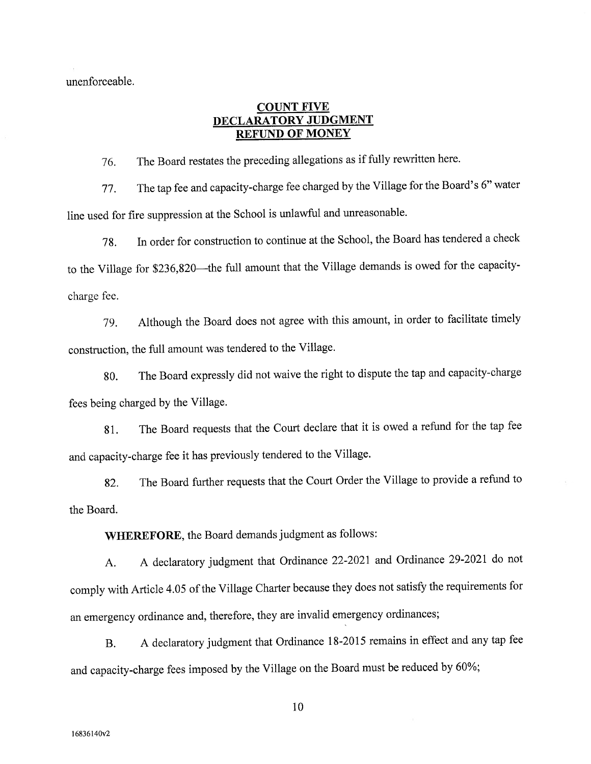unenforceable.

## COUNT FIVE
## DECLARATORY JUDGMENT
## REFUND OF MONEY

76. The Board restates the preceding allegations as if fully rewritten here.

77. The tap fee and capacity-charge fee charged by the Village for the Board's 6" water line used for fire suppression at the School is unlawful and unreasonable.

78. In order for construction to continue at the School, the Board has tendered a check to the Village for $236,820—the full amount that the Village demands is owed for the capacity-charge fee.

79. Although the Board does not agree with this amount, in order to facilitate timely construction, the full amount was tendered to the Village.

80. The Board expressly did not waive the right to dispute the tap and capacity-charge fees being charged by the Village.

81. The Board requests that the Court declare that it is owed a refund for the tap fee and capacity-charge fee it has previously tendered to the Village.

82. The Board further requests that the Court Order the Village to provide a refund to the Board.

**WHEREFORE**, the Board demands judgment as follows:

A. A declaratory judgment that Ordinance 22-2021 and Ordinance 29-2021 do not comply with Article 4.05 of the Village Charter because they does not satisfy the requirements for an emergency ordinance and, therefore, they are invalid emergency ordinances;

B. A declaratory judgment that Ordinance 18-2015 remains in effect and any tap fee and capacity-charge fees imposed by the Village on the Board must be reduced by 60%;

16836140v2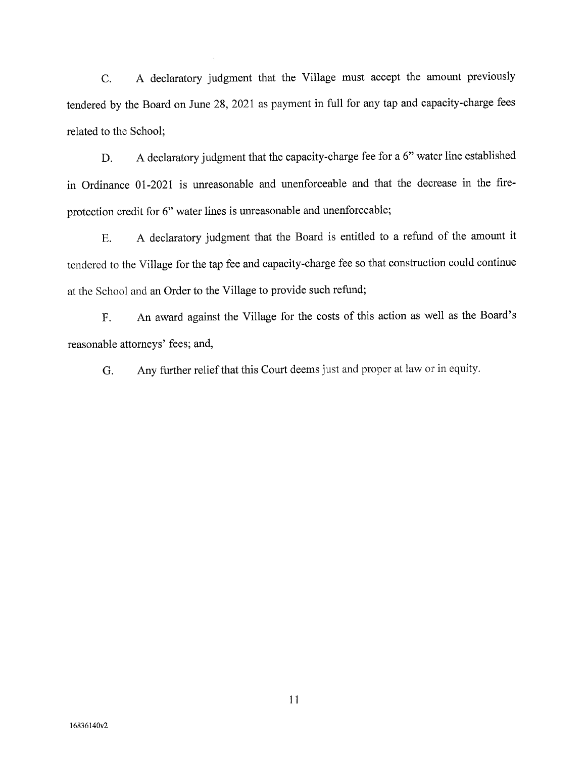C. A declaratory judgment that the Village must accept the amount previously tendered by the Board on June 28, 2021 as payment in full for any tap and capacity-charge fees related to the School;

D. A declaratory judgment that the capacity-charge fee for a 6" water line established in Ordinance 01-2021 is unreasonable and unenforceable and that the decrease in the fire-protection credit for 6" water lines is unreasonable and unenforceable;

E. A declaratory judgment that the Board is entitled to a refund of the amount it tendered to the Village for the tap fee and capacity-charge fee so that construction could continue at the School and an Order to the Village to provide such refund;

F. An award against the Village for the costs of this action as well as the Board's reasonable attorneys' fees; and,

G. Any further relief that this Court deems just and proper at law or in equity.

16836140v2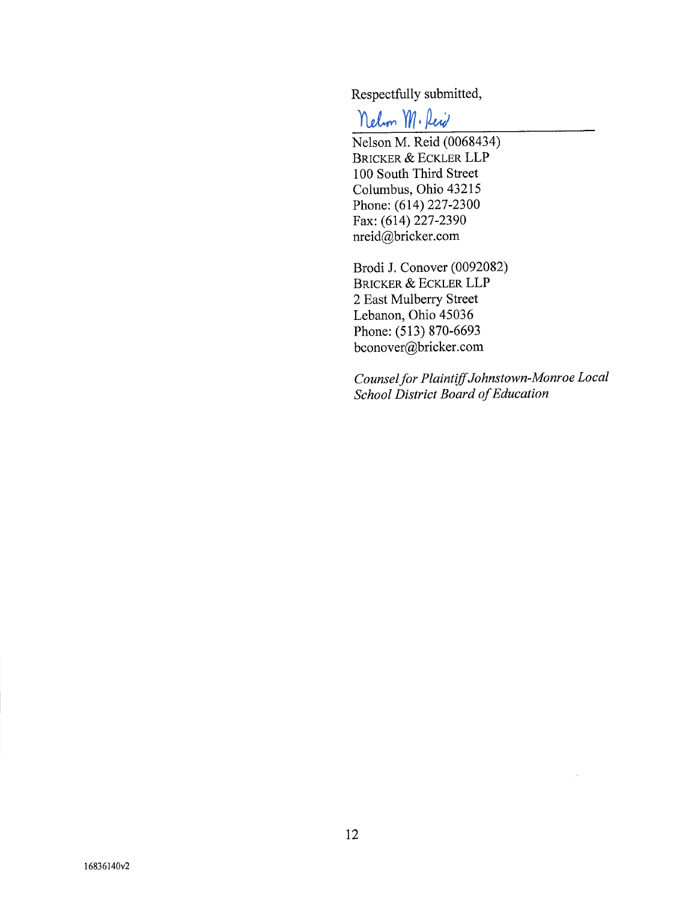Respectfully submitted,

/s/ Nelson M. Reid

Nelson M. Reid (0068434)
BRICKER & ECKLER LLP
100 South Third Street
Columbus, Ohio 43215
Phone: (614) 227-2300
Fax: (614) 227-2390
nreid@bricker.com

Brodi J. Conover (0092082)
BRICKER & ECKLER LLP
2 East Mulberry Street
Lebanon, Ohio 45036
Phone: (513) 870-6693
bconover@bricker.com

*Counsel for Plaintiff Johnstown-Monroe Local School District Board of Education*

16836140v2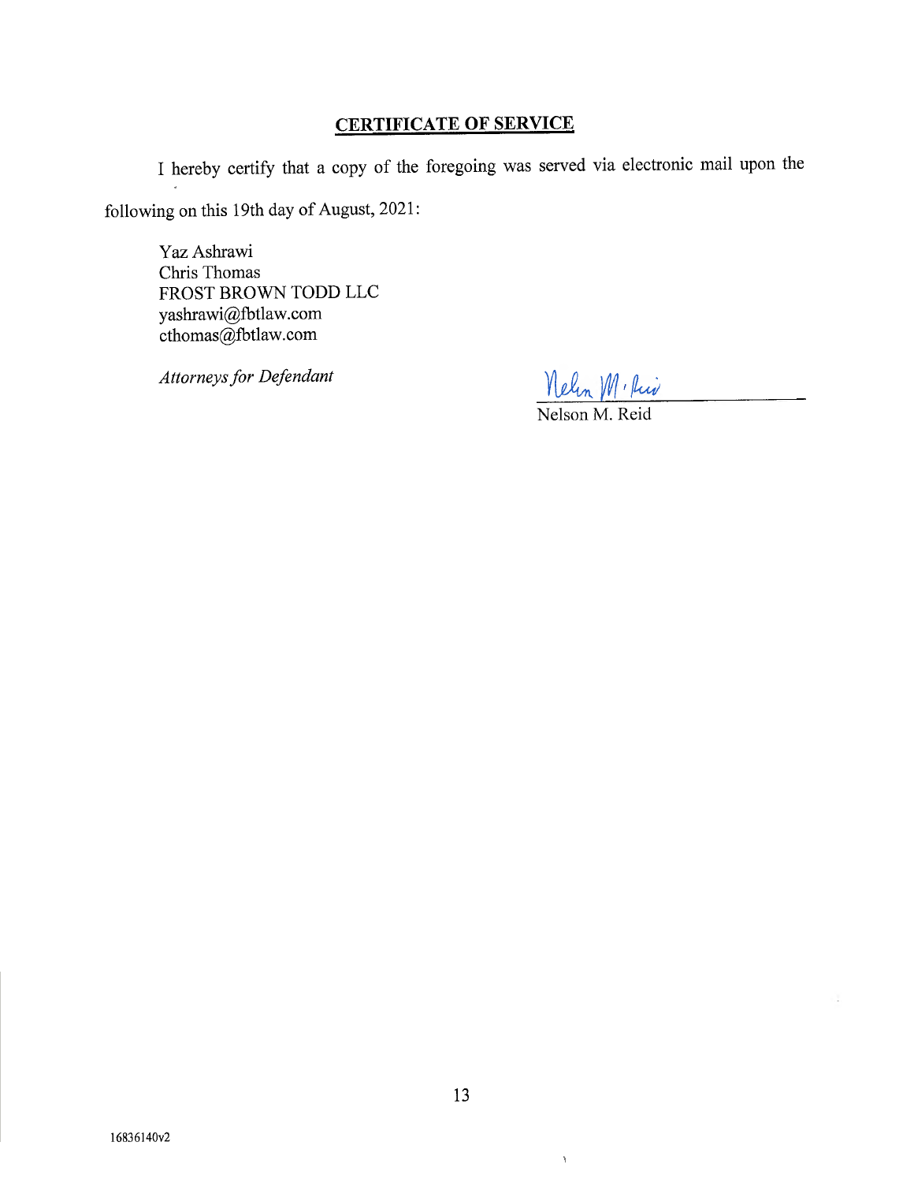## CERTIFICATE OF SERVICE

I hereby certify that a copy of the foregoing was served via electronic mail upon the following on this 19th day of August, 2021:

Yaz Ashrawi
Chris Thomas
FROST BROWN TODD LLC
yashrawi@fbtlaw.com
cthomas@fbtlaw.com

*Attorneys for Defendant*

Nelson M. Reid

16836140v2